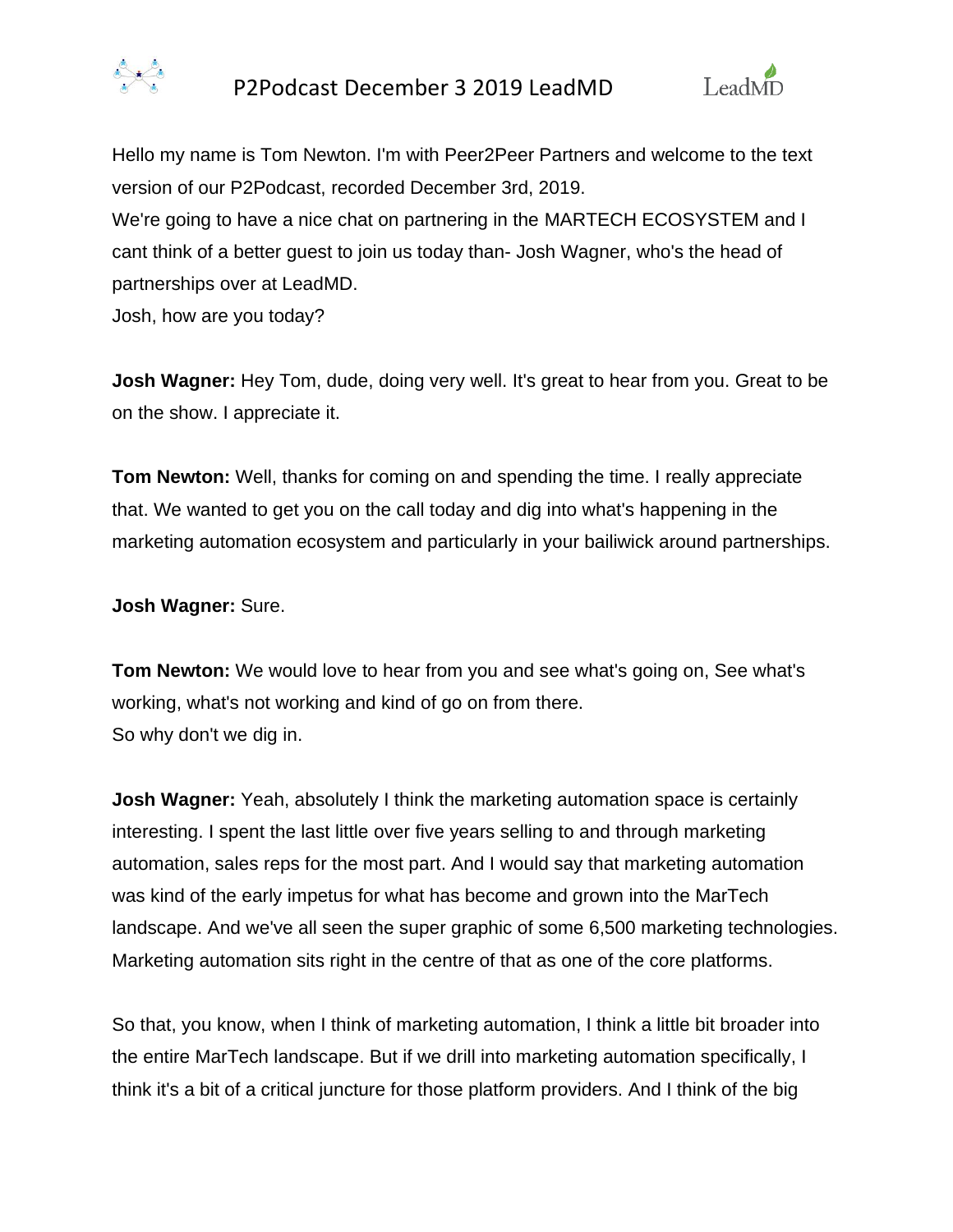Hello my name is Tom Newton. I'm with Peer2Peer Partners and welcome to the text version of our P2Podcast, recorded December 3rd, 2019.

We're going to have a nice chat on partnering in the MARTECH ECOSYSTEM and I cant think of a better guest to join us today than- Josh Wagner, who's the head of partnerships over at LeadMD.

Josh, how are you today?

**Josh Wagner:** Hey Tom, dude, doing very well. It's great to hear from you. Great to be on the show. I appreciate it.

**Tom Newton:** Well, thanks for coming on and spending the time. I really appreciate that. We wanted to get you on the call today and dig into what's happening in the marketing automation ecosystem and particularly in your bailiwick around partnerships.

**Josh Wagner:** Sure.

**Tom Newton:** We would love to hear from you and see what's going on, See what's working, what's not working and kind of go on from there.
So why don't we dig in.

**Josh Wagner:** Yeah, absolutely I think the marketing automation space is certainly interesting. I spent the last little over five years selling to and through marketing automation, sales reps for the most part. And I would say that marketing automation was kind of the early impetus for what has become and grown into the MarTech landscape. And we've all seen the super graphic of some 6,500 marketing technologies. Marketing automation sits right in the centre of that as one of the core platforms.

So that, you know, when I think of marketing automation, I think a little bit broader into the entire MarTech landscape. But if we drill into marketing automation specifically, I think it's a bit of a critical juncture for those platform providers. And I think of the big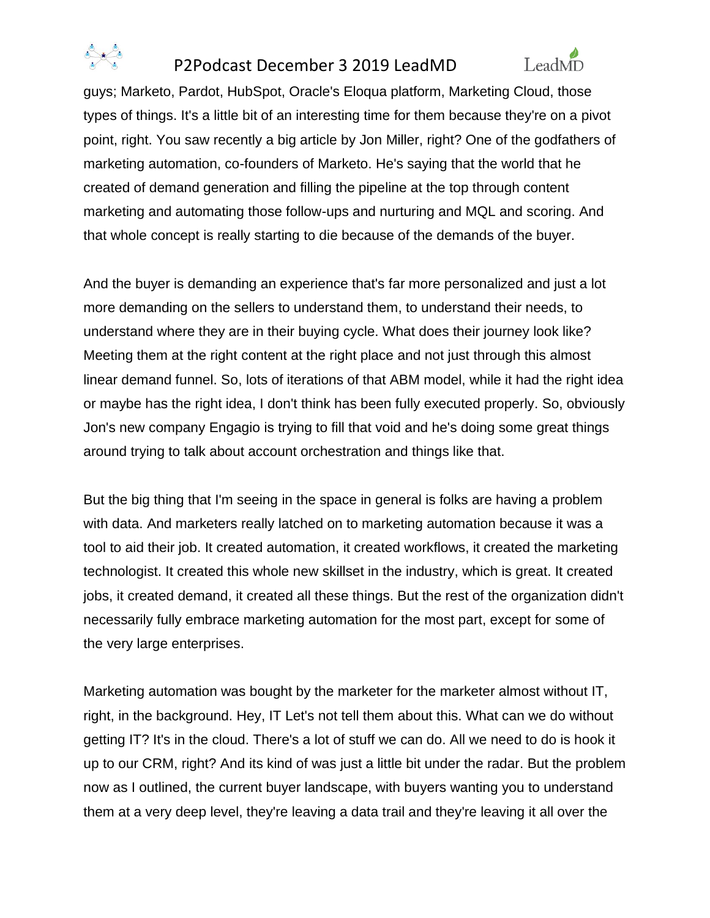guys; Marketo, Pardot, HubSpot, Oracle's Eloqua platform, Marketing Cloud, those types of things. It's a little bit of an interesting time for them because they're on a pivot point, right. You saw recently a big article by Jon Miller, right? One of the godfathers of marketing automation, co-founders of Marketo. He's saying that the world that he created of demand generation and filling the pipeline at the top through content marketing and automating those follow-ups and nurturing and MQL and scoring. And that whole concept is really starting to die because of the demands of the buyer.

And the buyer is demanding an experience that's far more personalized and just a lot more demanding on the sellers to understand them, to understand their needs, to understand where they are in their buying cycle. What does their journey look like? Meeting them at the right content at the right place and not just through this almost linear demand funnel. So, lots of iterations of that ABM model, while it had the right idea or maybe has the right idea, I don't think has been fully executed properly. So, obviously Jon's new company Engagio is trying to fill that void and he's doing some great things around trying to talk about account orchestration and things like that.

But the big thing that I'm seeing in the space in general is folks are having a problem with data. And marketers really latched on to marketing automation because it was a tool to aid their job. It created automation, it created workflows, it created the marketing technologist. It created this whole new skillset in the industry, which is great. It created jobs, it created demand, it created all these things. But the rest of the organization didn't necessarily fully embrace marketing automation for the most part, except for some of the very large enterprises.

Marketing automation was bought by the marketer for the marketer almost without IT, right, in the background. Hey, IT Let's not tell them about this. What can we do without getting IT? It's in the cloud. There's a lot of stuff we can do. All we need to do is hook it up to our CRM, right? And its kind of was just a little bit under the radar. But the problem now as I outlined, the current buyer landscape, with buyers wanting you to understand them at a very deep level, they're leaving a data trail and they're leaving it all over the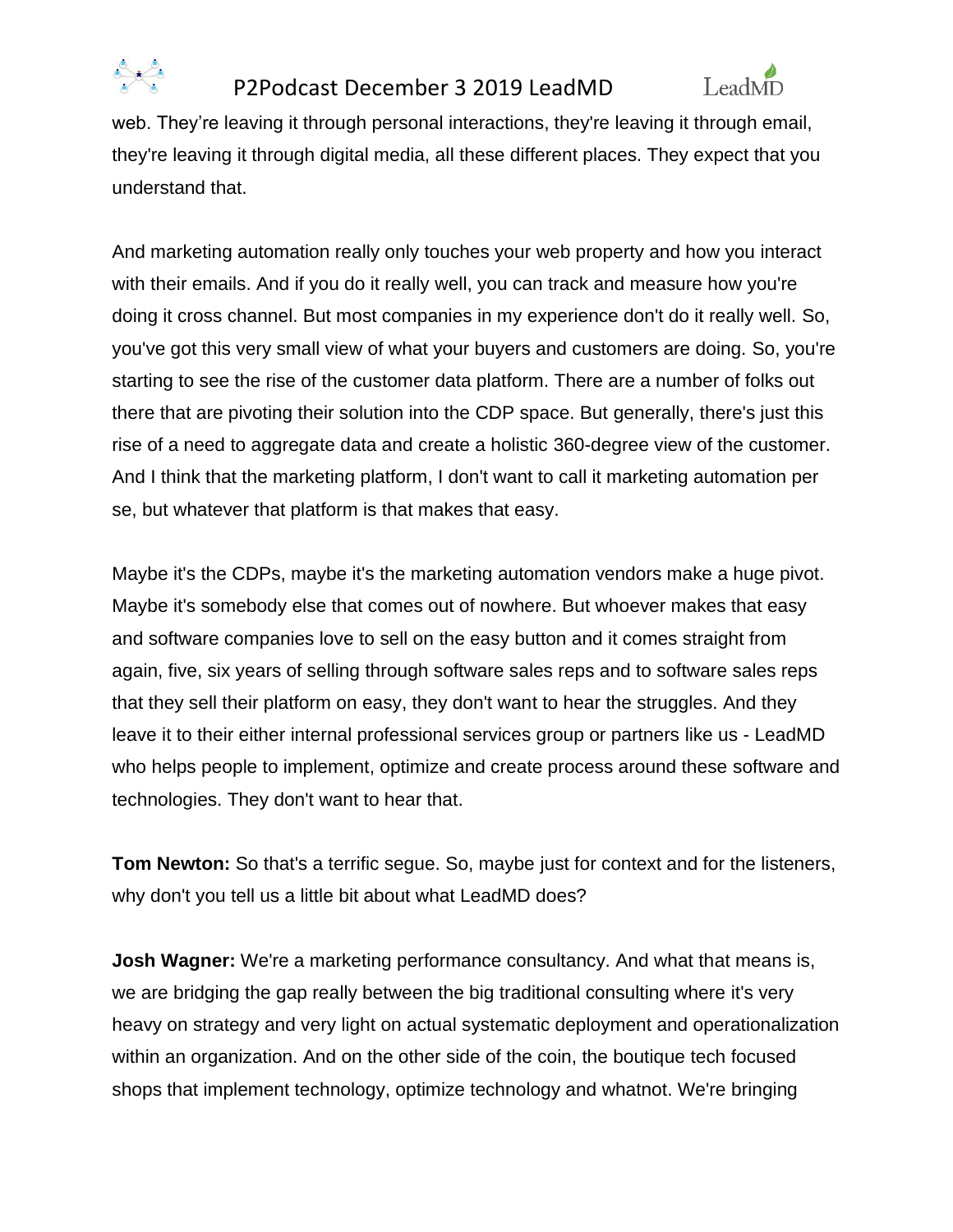web. They're leaving it through personal interactions, they're leaving it through email, they're leaving it through digital media, all these different places. They expect that you understand that.

And marketing automation really only touches your web property and how you interact with their emails. And if you do it really well, you can track and measure how you're doing it cross channel. But most companies in my experience don't do it really well. So, you've got this very small view of what your buyers and customers are doing. So, you're starting to see the rise of the customer data platform. There are a number of folks out there that are pivoting their solution into the CDP space. But generally, there's just this rise of a need to aggregate data and create a holistic 360-degree view of the customer. And I think that the marketing platform, I don't want to call it marketing automation per se, but whatever that platform is that makes that easy.

Maybe it's the CDPs, maybe it's the marketing automation vendors make a huge pivot. Maybe it's somebody else that comes out of nowhere. But whoever makes that easy and software companies love to sell on the easy button and it comes straight from again, five, six years of selling through software sales reps and to software sales reps that they sell their platform on easy, they don't want to hear the struggles. And they leave it to their either internal professional services group or partners like us - LeadMD who helps people to implement, optimize and create process around these software and technologies. They don't want to hear that.

**Tom Newton:** So that's a terrific segue. So, maybe just for context and for the listeners, why don't you tell us a little bit about what LeadMD does?

**Josh Wagner:** We're a marketing performance consultancy. And what that means is, we are bridging the gap really between the big traditional consulting where it's very heavy on strategy and very light on actual systematic deployment and operationalization within an organization. And on the other side of the coin, the boutique tech focused shops that implement technology, optimize technology and whatnot. We're bringing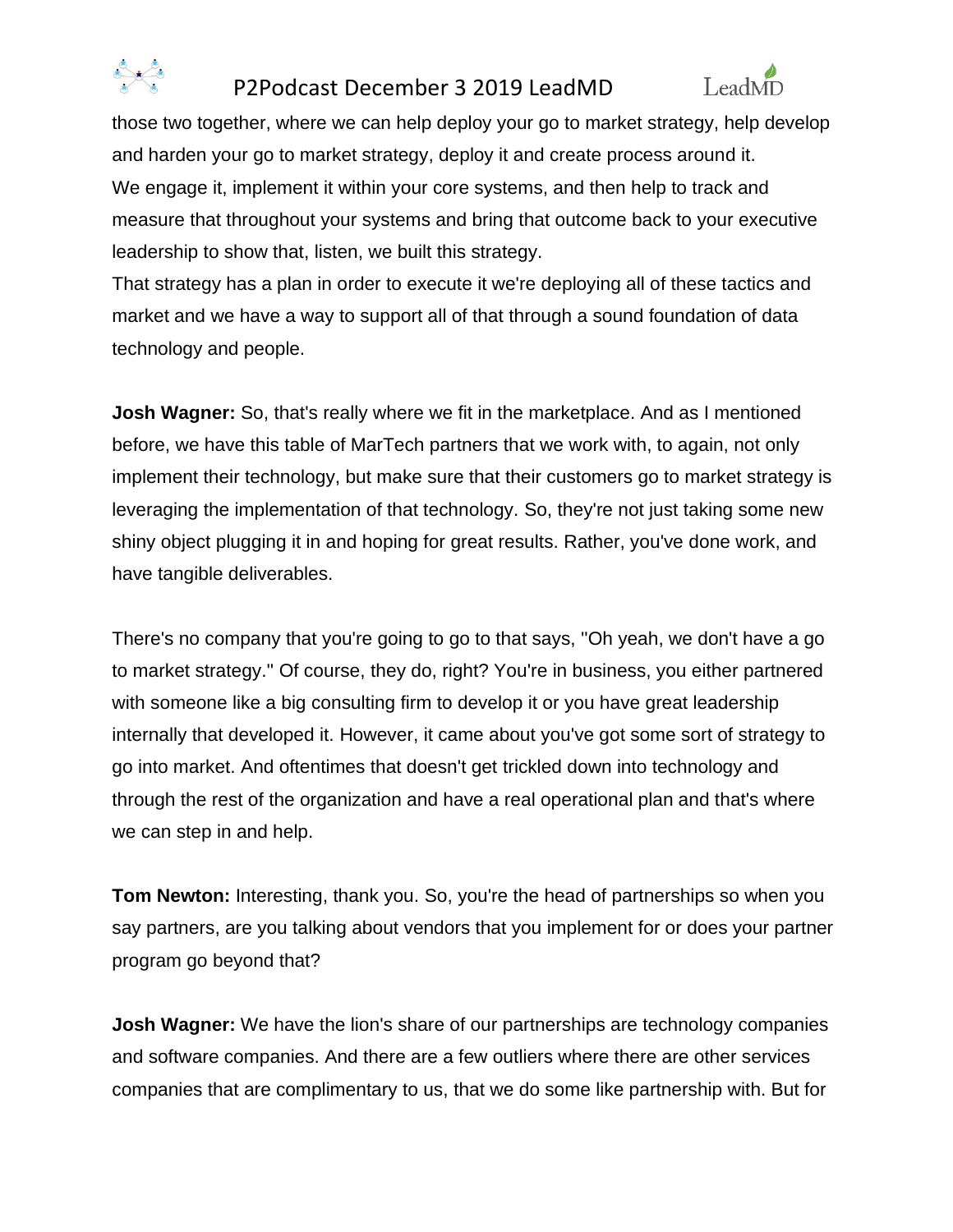those two together, where we can help deploy your go to market strategy, help develop and harden your go to market strategy, deploy it and create process around it.

We engage it, implement it within your core systems, and then help to track and measure that throughout your systems and bring that outcome back to your executive leadership to show that, listen, we built this strategy.

That strategy has a plan in order to execute it we're deploying all of these tactics and market and we have a way to support all of that through a sound foundation of data technology and people.

**Josh Wagner:** So, that's really where we fit in the marketplace. And as I mentioned before, we have this table of MarTech partners that we work with, to again, not only implement their technology, but make sure that their customers go to market strategy is leveraging the implementation of that technology. So, they're not just taking some new shiny object plugging it in and hoping for great results. Rather, you've done work, and have tangible deliverables.

There's no company that you're going to go to that says, "Oh yeah, we don't have a go to market strategy." Of course, they do, right? You're in business, you either partnered with someone like a big consulting firm to develop it or you have great leadership internally that developed it. However, it came about you've got some sort of strategy to go into market. And oftentimes that doesn't get trickled down into technology and through the rest of the organization and have a real operational plan and that's where we can step in and help.

**Tom Newton:** Interesting, thank you. So, you're the head of partnerships so when you say partners, are you talking about vendors that you implement for or does your partner program go beyond that?

**Josh Wagner:** We have the lion's share of our partnerships are technology companies and software companies. And there are a few outliers where there are other services companies that are complimentary to us, that we do some like partnership with. But for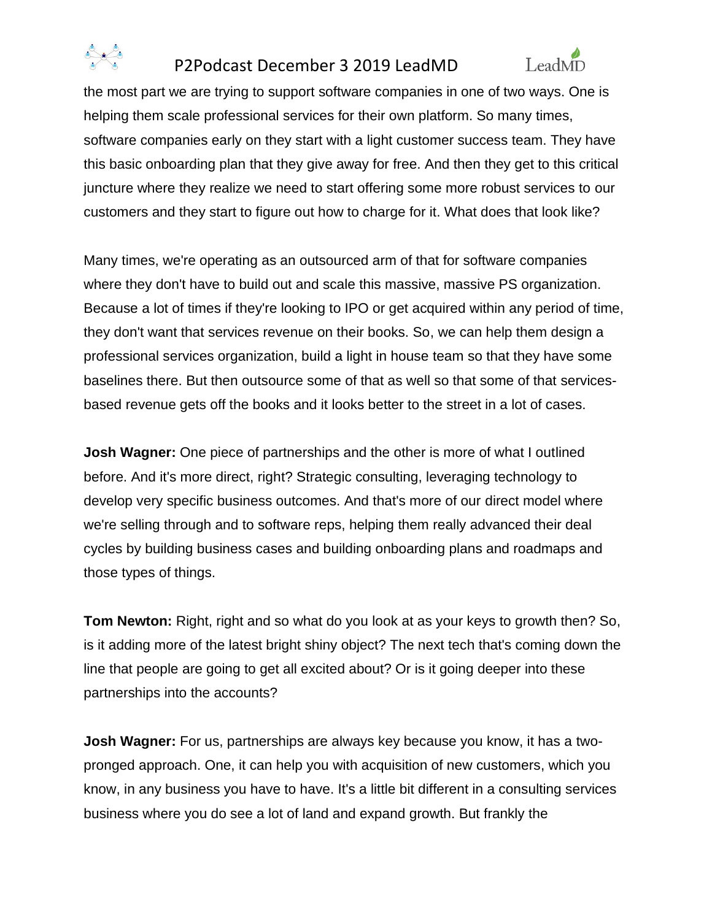the most part we are trying to support software companies in one of two ways. One is helping them scale professional services for their own platform. So many times, software companies early on they start with a light customer success team. They have this basic onboarding plan that they give away for free. And then they get to this critical juncture where they realize we need to start offering some more robust services to our customers and they start to figure out how to charge for it. What does that look like?

Many times, we're operating as an outsourced arm of that for software companies where they don't have to build out and scale this massive, massive PS organization. Because a lot of times if they're looking to IPO or get acquired within any period of time, they don't want that services revenue on their books. So, we can help them design a professional services organization, build a light in house team so that they have some baselines there. But then outsource some of that as well so that some of that services-based revenue gets off the books and it looks better to the street in a lot of cases.

**Josh Wagner:** One piece of partnerships and the other is more of what I outlined before. And it's more direct, right? Strategic consulting, leveraging technology to develop very specific business outcomes. And that's more of our direct model where we're selling through and to software reps, helping them really advanced their deal cycles by building business cases and building onboarding plans and roadmaps and those types of things.

**Tom Newton:** Right, right and so what do you look at as your keys to growth then? So, is it adding more of the latest bright shiny object? The next tech that's coming down the line that people are going to get all excited about? Or is it going deeper into these partnerships into the accounts?

**Josh Wagner:** For us, partnerships are always key because you know, it has a two-pronged approach. One, it can help you with acquisition of new customers, which you know, in any business you have to have. It's a little bit different in a consulting services business where you do see a lot of land and expand growth. But frankly the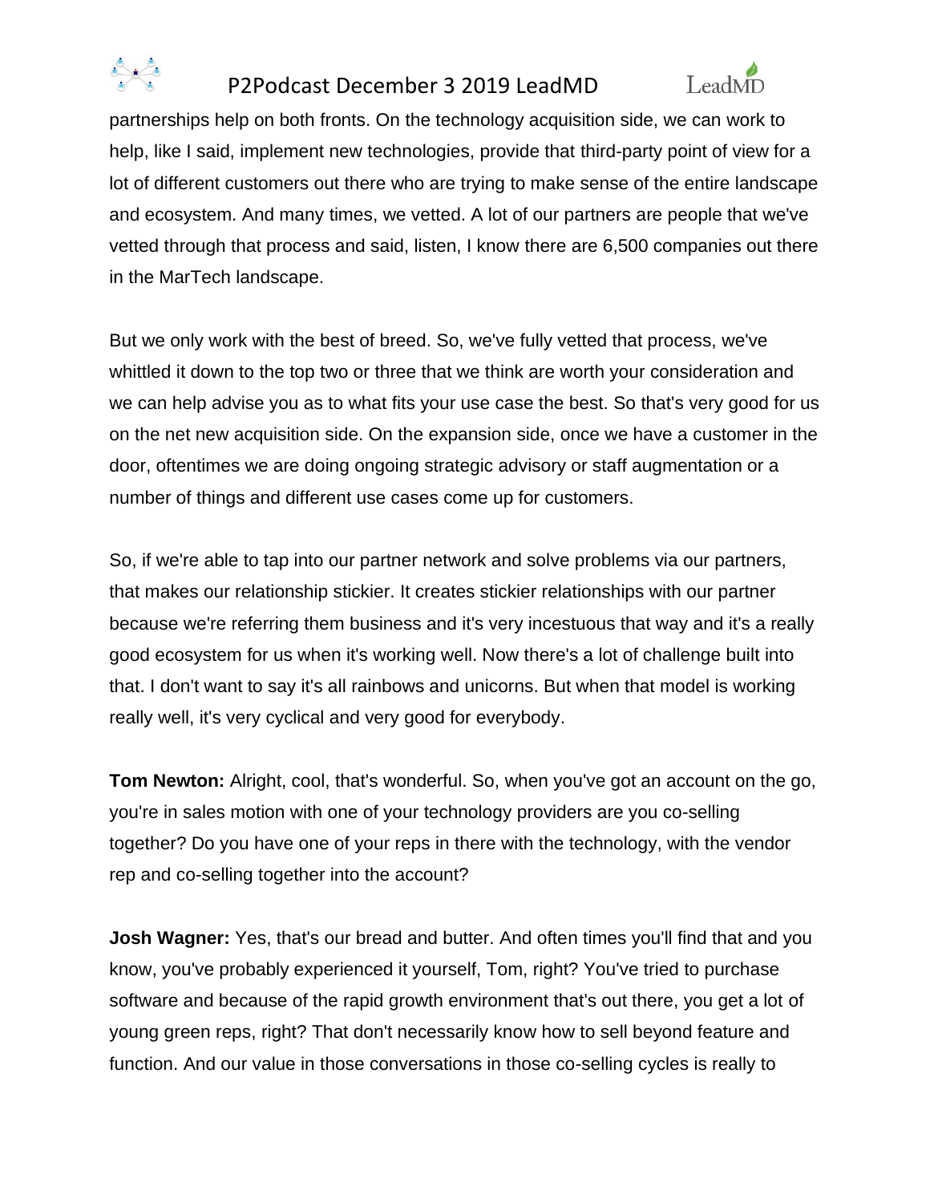partnerships help on both fronts. On the technology acquisition side, we can work to help, like I said, implement new technologies, provide that third-party point of view for a lot of different customers out there who are trying to make sense of the entire landscape and ecosystem. And many times, we vetted. A lot of our partners are people that we've vetted through that process and said, listen, I know there are 6,500 companies out there in the MarTech landscape.

But we only work with the best of breed. So, we've fully vetted that process, we've whittled it down to the top two or three that we think are worth your consideration and we can help advise you as to what fits your use case the best. So that's very good for us on the net new acquisition side. On the expansion side, once we have a customer in the door, oftentimes we are doing ongoing strategic advisory or staff augmentation or a number of things and different use cases come up for customers.

So, if we're able to tap into our partner network and solve problems via our partners, that makes our relationship stickier. It creates stickier relationships with our partner because we're referring them business and it's very incestuous that way and it's a really good ecosystem for us when it's working well. Now there's a lot of challenge built into that. I don't want to say it's all rainbows and unicorns. But when that model is working really well, it's very cyclical and very good for everybody.

**Tom Newton:** Alright, cool, that's wonderful. So, when you've got an account on the go, you're in sales motion with one of your technology providers are you co-selling together? Do you have one of your reps in there with the technology, with the vendor rep and co-selling together into the account?

**Josh Wagner:** Yes, that's our bread and butter. And often times you'll find that and you know, you've probably experienced it yourself, Tom, right? You've tried to purchase software and because of the rapid growth environment that's out there, you get a lot of young green reps, right? That don't necessarily know how to sell beyond feature and function. And our value in those conversations in those co-selling cycles is really to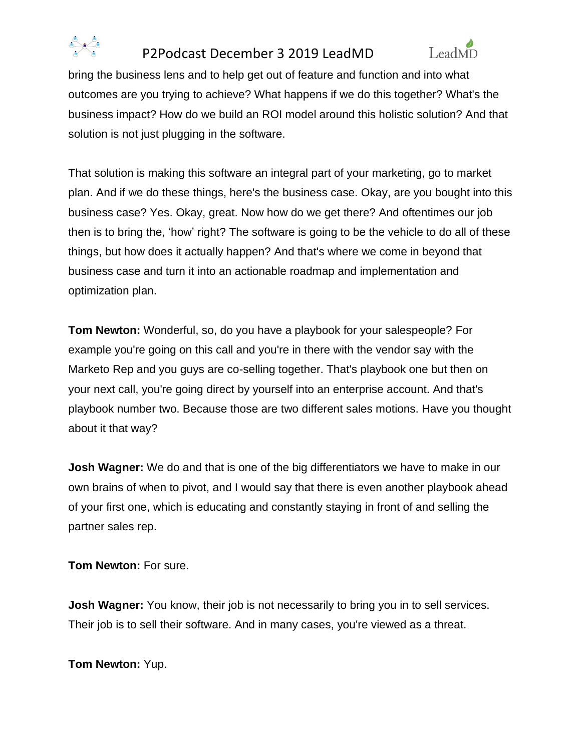bring the business lens and to help get out of feature and function and into what outcomes are you trying to achieve? What happens if we do this together? What's the business impact? How do we build an ROI model around this holistic solution? And that solution is not just plugging in the software.

That solution is making this software an integral part of your marketing, go to market plan. And if we do these things, here's the business case. Okay, are you bought into this business case? Yes. Okay, great. Now how do we get there? And oftentimes our job then is to bring the, 'how' right? The software is going to be the vehicle to do all of these things, but how does it actually happen? And that's where we come in beyond that business case and turn it into an actionable roadmap and implementation and optimization plan.

**Tom Newton:** Wonderful, so, do you have a playbook for your salespeople? For example you're going on this call and you're in there with the vendor say with the Marketo Rep and you guys are co-selling together. That's playbook one but then on your next call, you're going direct by yourself into an enterprise account. And that's playbook number two. Because those are two different sales motions. Have you thought about it that way?

**Josh Wagner:** We do and that is one of the big differentiators we have to make in our own brains of when to pivot, and I would say that there is even another playbook ahead of your first one, which is educating and constantly staying in front of and selling the partner sales rep.

**Tom Newton:** For sure.

**Josh Wagner:** You know, their job is not necessarily to bring you in to sell services. Their job is to sell their software. And in many cases, you're viewed as a threat.

**Tom Newton:** Yup.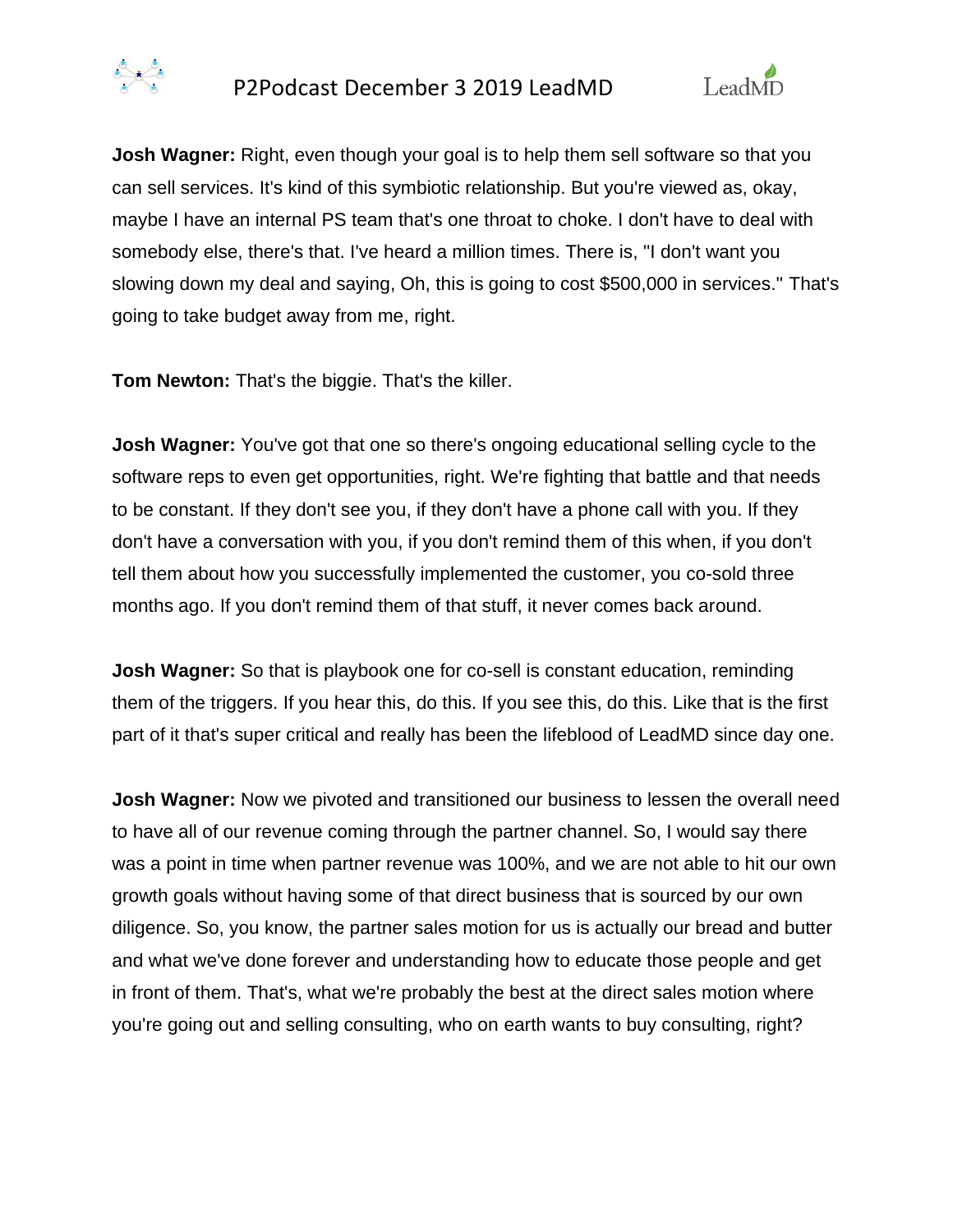**Josh Wagner:** Right, even though your goal is to help them sell software so that you can sell services. It's kind of this symbiotic relationship. But you're viewed as, okay, maybe I have an internal PS team that's one throat to choke. I don't have to deal with somebody else, there's that. I've heard a million times. There is, "I don't want you slowing down my deal and saying, Oh, this is going to cost $500,000 in services." That's going to take budget away from me, right.

**Tom Newton:** That's the biggie. That's the killer.

**Josh Wagner:** You've got that one so there's ongoing educational selling cycle to the software reps to even get opportunities, right. We're fighting that battle and that needs to be constant. If they don't see you, if they don't have a phone call with you. If they don't have a conversation with you, if you don't remind them of this when, if you don't tell them about how you successfully implemented the customer, you co-sold three months ago. If you don't remind them of that stuff, it never comes back around.

**Josh Wagner:** So that is playbook one for co-sell is constant education, reminding them of the triggers. If you hear this, do this. If you see this, do this. Like that is the first part of it that's super critical and really has been the lifeblood of LeadMD since day one.

**Josh Wagner:** Now we pivoted and transitioned our business to lessen the overall need to have all of our revenue coming through the partner channel. So, I would say there was a point in time when partner revenue was 100%, and we are not able to hit our own growth goals without having some of that direct business that is sourced by our own diligence. So, you know, the partner sales motion for us is actually our bread and butter and what we've done forever and understanding how to educate those people and get in front of them. That's, what we're probably the best at the direct sales motion where you're going out and selling consulting, who on earth wants to buy consulting, right?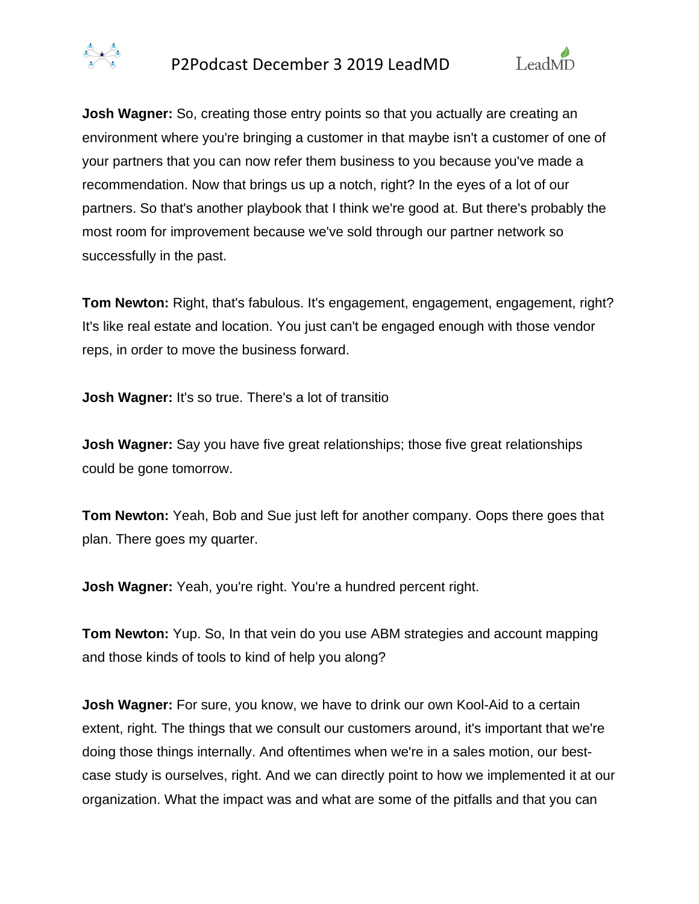**Josh Wagner:** So, creating those entry points so that you actually are creating an environment where you're bringing a customer in that maybe isn't a customer of one of your partners that you can now refer them business to you because you've made a recommendation. Now that brings us up a notch, right? In the eyes of a lot of our partners. So that's another playbook that I think we're good at. But there's probably the most room for improvement because we've sold through our partner network so successfully in the past.

**Tom Newton:** Right, that's fabulous. It's engagement, engagement, engagement, right? It's like real estate and location. You just can't be engaged enough with those vendor reps, in order to move the business forward.

**Josh Wagner:** It's so true. There's a lot of transitio

**Josh Wagner:** Say you have five great relationships; those five great relationships could be gone tomorrow.

**Tom Newton:** Yeah, Bob and Sue just left for another company. Oops there goes that plan. There goes my quarter.

**Josh Wagner:** Yeah, you're right. You're a hundred percent right.

**Tom Newton:** Yup. So, In that vein do you use ABM strategies and account mapping and those kinds of tools to kind of help you along?

**Josh Wagner:** For sure, you know, we have to drink our own Kool-Aid to a certain extent, right. The things that we consult our customers around, it's important that we're doing those things internally. And oftentimes when we're in a sales motion, our best-case study is ourselves, right. And we can directly point to how we implemented it at our organization. What the impact was and what are some of the pitfalls and that you can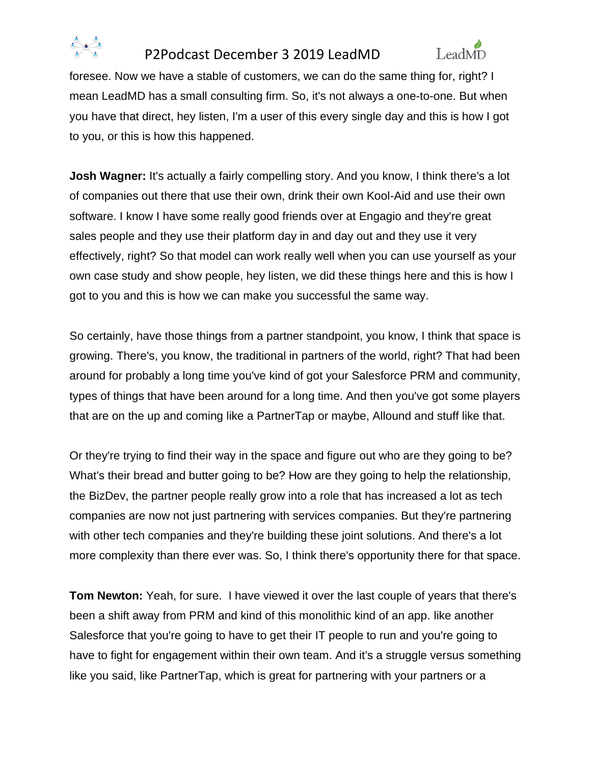foresee. Now we have a stable of customers, we can do the same thing for, right? I mean LeadMD has a small consulting firm. So, it's not always a one-to-one. But when you have that direct, hey listen, I'm a user of this every single day and this is how I got to you, or this is how this happened.

**Josh Wagner:** It's actually a fairly compelling story. And you know, I think there's a lot of companies out there that use their own, drink their own Kool-Aid and use their own software. I know I have some really good friends over at Engagio and they're great sales people and they use their platform day in and day out and they use it very effectively, right? So that model can work really well when you can use yourself as your own case study and show people, hey listen, we did these things here and this is how I got to you and this is how we can make you successful the same way.

So certainly, have those things from a partner standpoint, you know, I think that space is growing. There's, you know, the traditional in partners of the world, right? That had been around for probably a long time you've kind of got your Salesforce PRM and community, types of things that have been around for a long time. And then you've got some players that are on the up and coming like a PartnerTap or maybe, Allound and stuff like that.

Or they're trying to find their way in the space and figure out who are they going to be? What's their bread and butter going to be? How are they going to help the relationship, the BizDev, the partner people really grow into a role that has increased a lot as tech companies are now not just partnering with services companies. But they're partnering with other tech companies and they're building these joint solutions. And there's a lot more complexity than there ever was. So, I think there's opportunity there for that space.

**Tom Newton:** Yeah, for sure. I have viewed it over the last couple of years that there's been a shift away from PRM and kind of this monolithic kind of an app. like another Salesforce that you're going to have to get their IT people to run and you're going to have to fight for engagement within their own team. And it's a struggle versus something like you said, like PartnerTap, which is great for partnering with your partners or a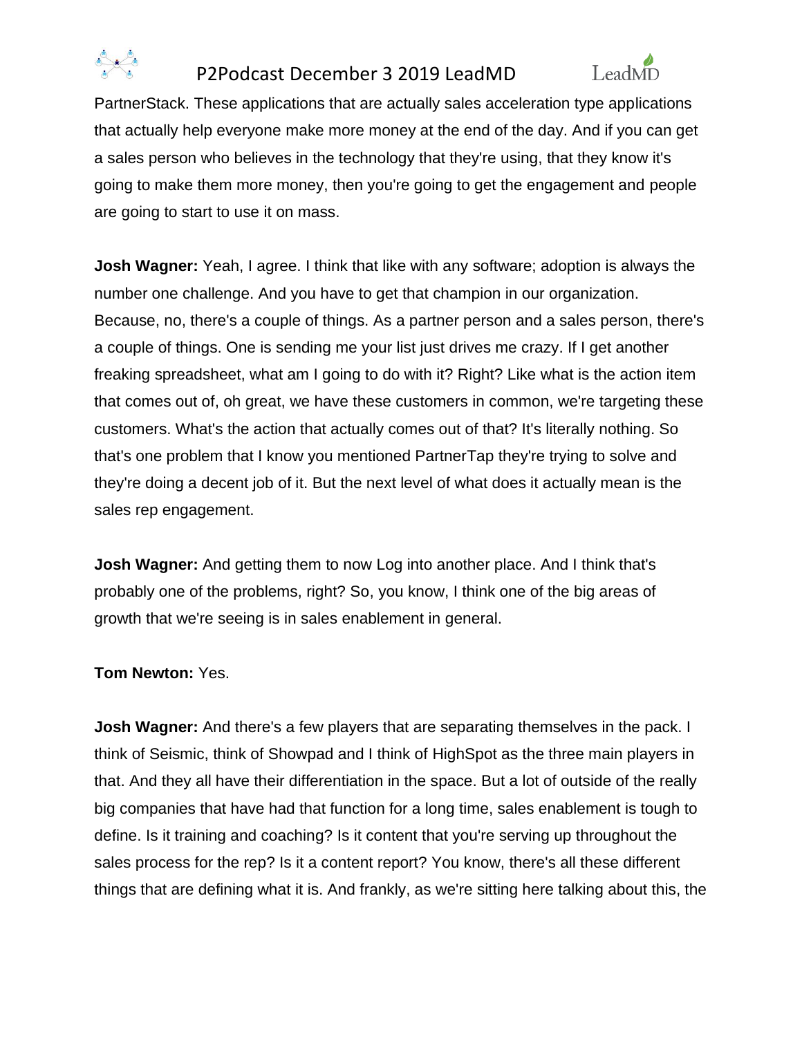PartnerStack. These applications that are actually sales acceleration type applications that actually help everyone make more money at the end of the day. And if you can get a sales person who believes in the technology that they're using, that they know it's going to make them more money, then you're going to get the engagement and people are going to start to use it on mass.

**Josh Wagner:** Yeah, I agree. I think that like with any software; adoption is always the number one challenge. And you have to get that champion in our organization. Because, no, there's a couple of things. As a partner person and a sales person, there's a couple of things. One is sending me your list just drives me crazy. If I get another freaking spreadsheet, what am I going to do with it? Right? Like what is the action item that comes out of, oh great, we have these customers in common, we're targeting these customers. What's the action that actually comes out of that? It's literally nothing. So that's one problem that I know you mentioned PartnerTap they're trying to solve and they're doing a decent job of it. But the next level of what does it actually mean is the sales rep engagement.

**Josh Wagner:** And getting them to now Log into another place. And I think that's probably one of the problems, right? So, you know, I think one of the big areas of growth that we're seeing is in sales enablement in general.

**Tom Newton:** Yes.

**Josh Wagner:** And there's a few players that are separating themselves in the pack. I think of Seismic, think of Showpad and I think of HighSpot as the three main players in that. And they all have their differentiation in the space. But a lot of outside of the really big companies that have had that function for a long time, sales enablement is tough to define. Is it training and coaching? Is it content that you're serving up throughout the sales process for the rep? Is it a content report? You know, there's all these different things that are defining what it is. And frankly, as we're sitting here talking about this, the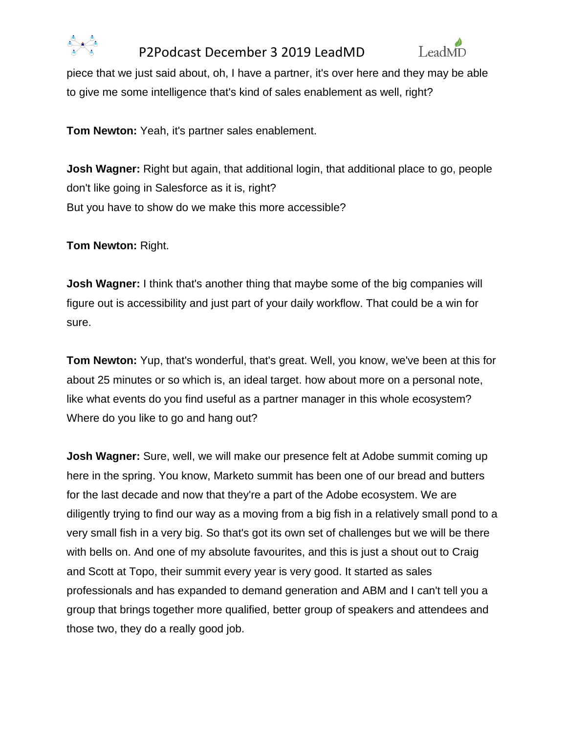piece that we just said about, oh, I have a partner, it's over here and they may be able to give me some intelligence that's kind of sales enablement as well, right?

**Tom Newton:** Yeah, it's partner sales enablement.

**Josh Wagner:** Right but again, that additional login, that additional place to go, people don't like going in Salesforce as it is, right?
But you have to show do we make this more accessible?

**Tom Newton:** Right.

**Josh Wagner:** I think that's another thing that maybe some of the big companies will figure out is accessibility and just part of your daily workflow. That could be a win for sure.

**Tom Newton:** Yup, that's wonderful, that's great. Well, you know, we've been at this for about 25 minutes or so which is, an ideal target. how about more on a personal note, like what events do you find useful as a partner manager in this whole ecosystem? Where do you like to go and hang out?

**Josh Wagner:** Sure, well, we will make our presence felt at Adobe summit coming up here in the spring. You know, Marketo summit has been one of our bread and butters for the last decade and now that they're a part of the Adobe ecosystem. We are diligently trying to find our way as a moving from a big fish in a relatively small pond to a very small fish in a very big. So that's got its own set of challenges but we will be there with bells on. And one of my absolute favourites, and this is just a shout out to Craig and Scott at Topo, their summit every year is very good. It started as sales professionals and has expanded to demand generation and ABM and I can't tell you a group that brings together more qualified, better group of speakers and attendees and those two, they do a really good job.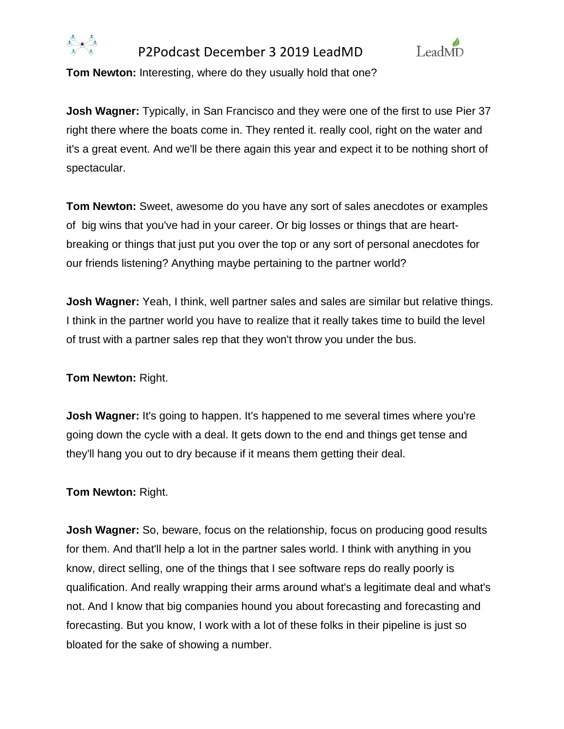**Tom Newton:** Interesting, where do they usually hold that one?

**Josh Wagner:** Typically, in San Francisco and they were one of the first to use Pier 37 right there where the boats come in. They rented it. really cool, right on the water and it's a great event. And we'll be there again this year and expect it to be nothing short of spectacular.

**Tom Newton:** Sweet, awesome do you have any sort of sales anecdotes or examples of big wins that you've had in your career. Or big losses or things that are heart-breaking or things that just put you over the top or any sort of personal anecdotes for our friends listening? Anything maybe pertaining to the partner world?

**Josh Wagner:** Yeah, I think, well partner sales and sales are similar but relative things. I think in the partner world you have to realize that it really takes time to build the level of trust with a partner sales rep that they won't throw you under the bus.

**Tom Newton:** Right.

**Josh Wagner:** It's going to happen. It's happened to me several times where you're going down the cycle with a deal. It gets down to the end and things get tense and they'll hang you out to dry because if it means them getting their deal.

**Tom Newton:** Right.

**Josh Wagner:** So, beware, focus on the relationship, focus on producing good results for them. And that'll help a lot in the partner sales world. I think with anything in you know, direct selling, one of the things that I see software reps do really poorly is qualification. And really wrapping their arms around what's a legitimate deal and what's not. And I know that big companies hound you about forecasting and forecasting and forecasting. But you know, I work with a lot of these folks in their pipeline is just so bloated for the sake of showing a number.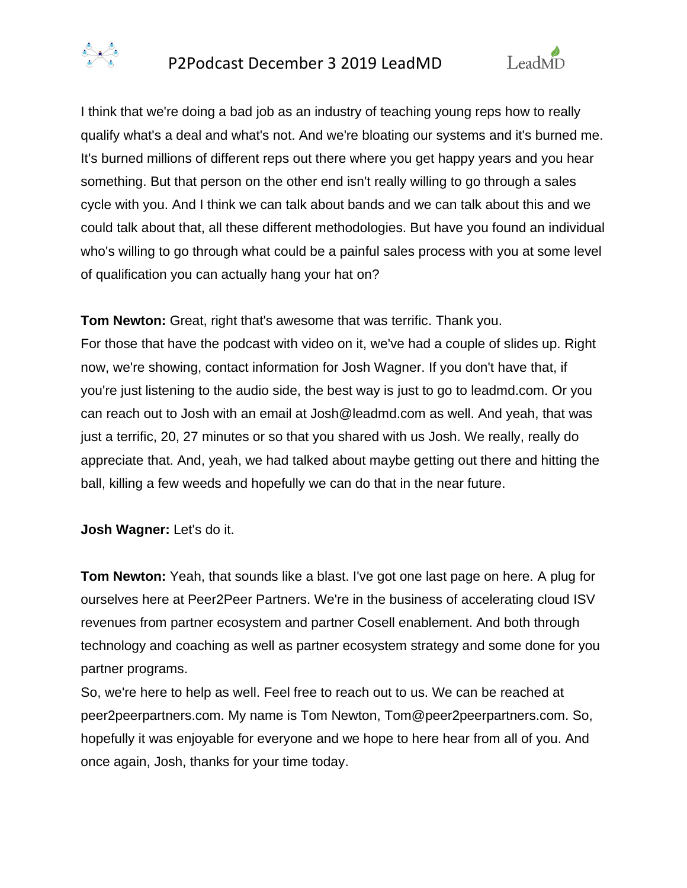I think that we're doing a bad job as an industry of teaching young reps how to really qualify what's a deal and what's not. And we're bloating our systems and it's burned me. It's burned millions of different reps out there where you get happy years and you hear something. But that person on the other end isn't really willing to go through a sales cycle with you. And I think we can talk about bands and we can talk about this and we could talk about that, all these different methodologies. But have you found an individual who's willing to go through what could be a painful sales process with you at some level of qualification you can actually hang your hat on?

**Tom Newton:** Great, right that's awesome that was terrific. Thank you.
For those that have the podcast with video on it, we've had a couple of slides up. Right now, we're showing, contact information for Josh Wagner. If you don't have that, if you're just listening to the audio side, the best way is just to go to leadmd.com. Or you can reach out to Josh with an email at Josh@leadmd.com as well. And yeah, that was just a terrific, 20, 27 minutes or so that you shared with us Josh. We really, really do appreciate that. And, yeah, we had talked about maybe getting out there and hitting the ball, killing a few weeds and hopefully we can do that in the near future.

**Josh Wagner:** Let's do it.

**Tom Newton:** Yeah, that sounds like a blast. I've got one last page on here. A plug for ourselves here at Peer2Peer Partners. We're in the business of accelerating cloud ISV revenues from partner ecosystem and partner Cosell enablement. And both through technology and coaching as well as partner ecosystem strategy and some done for you partner programs.
So, we're here to help as well. Feel free to reach out to us. We can be reached at peer2peerpartners.com. My name is Tom Newton, Tom@peer2peerpartners.com. So, hopefully it was enjoyable for everyone and we hope to here hear from all of you. And once again, Josh, thanks for your time today.